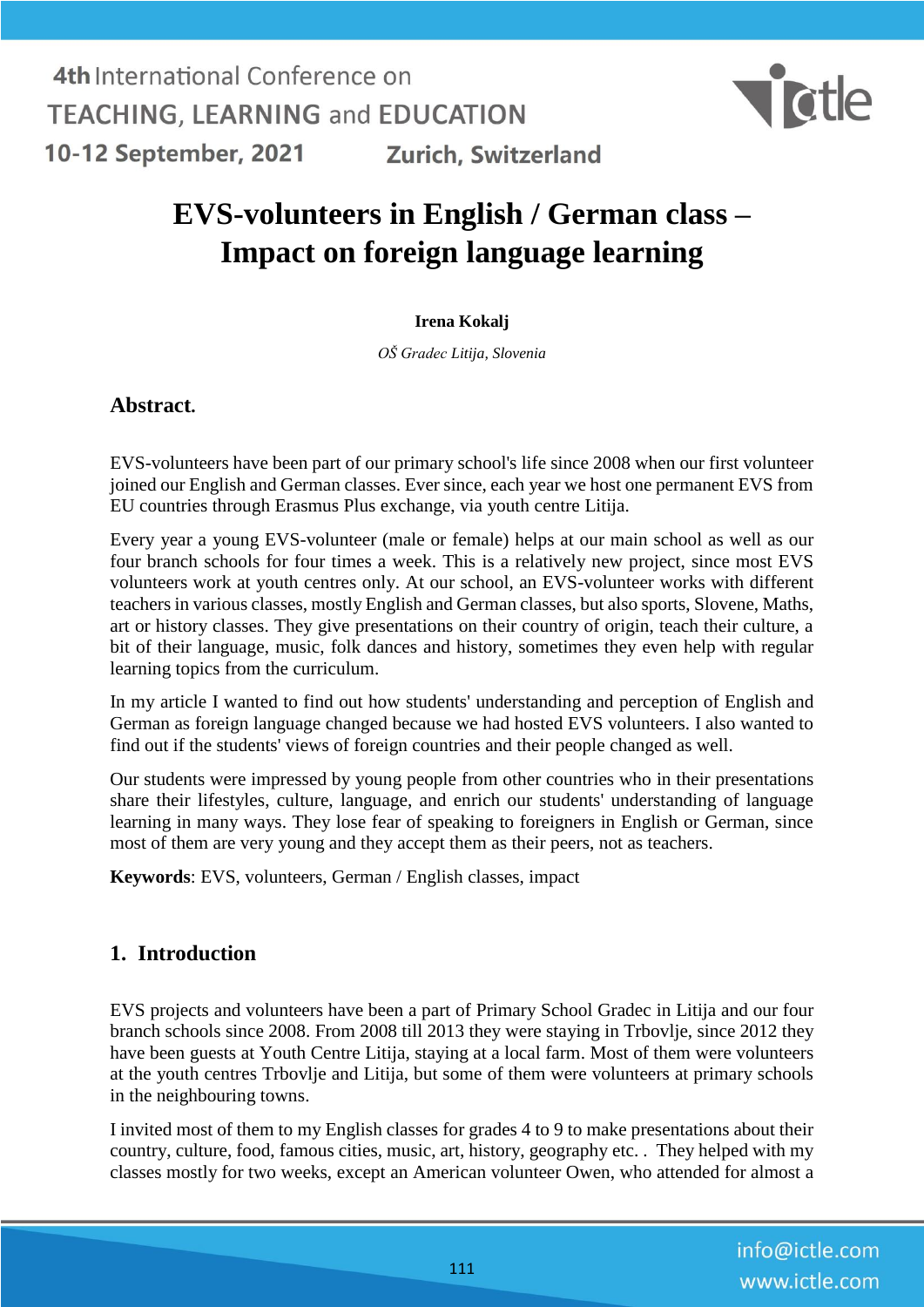# EVS-volunteers in English / German class – Impact on foreign language learning

**Irena Kokalj**

*OŠ Gradec Litija, Slovenia*

## Abstract.

EVS-volunteers have been part of our primary school's life since 2008 when our first volunteer joined our English and German classes. Ever since, each year we host one permanent EVS from EU countries through Erasmus Plus exchange, via youth centre Litija.

Every year a young EVS-volunteer (male or female) helps at our main school as well as our four branch schools for four times a week. This is a relatively new project, since most EVS volunteers work at youth centres only. At our school, an EVS-volunteer works with different teachers in various classes, mostly English and German classes, but also sports, Slovene, Maths, art or history classes. They give presentations on their country of origin, teach their culture, a bit of their language, music, folk dances and history, sometimes they even help with regular learning topics from the curriculum.

In my article I wanted to find out how students' understanding and perception of English and German as foreign language changed because we had hosted EVS volunteers. I also wanted to find out if the students' views of foreign countries and their people changed as well.

Our students were impressed by young people from other countries who in their presentations share their lifestyles, culture, language, and enrich our students' understanding of language learning in many ways. They lose fear of speaking to foreigners in English or German, since most of them are very young and they accept them as their peers, not as teachers.

**Keywords**: EVS, volunteers, German / English classes, impact

## 1. Introduction

EVS projects and volunteers have been a part of Primary School Gradec in Litija and our four branch schools since 2008. From 2008 till 2013 they were staying in Trbovlje, since 2012 they have been guests at Youth Centre Litija, staying at a local farm. Most of them were volunteers at the youth centres Trbovlje and Litija, but some of them were volunteers at primary schools in the neighbouring towns.

I invited most of them to my English classes for grades 4 to 9 to make presentations about their country, culture, food, famous cities, music, art, history, geography etc. . They helped with my classes mostly for two weeks, except an American volunteer Owen, who attended for almost a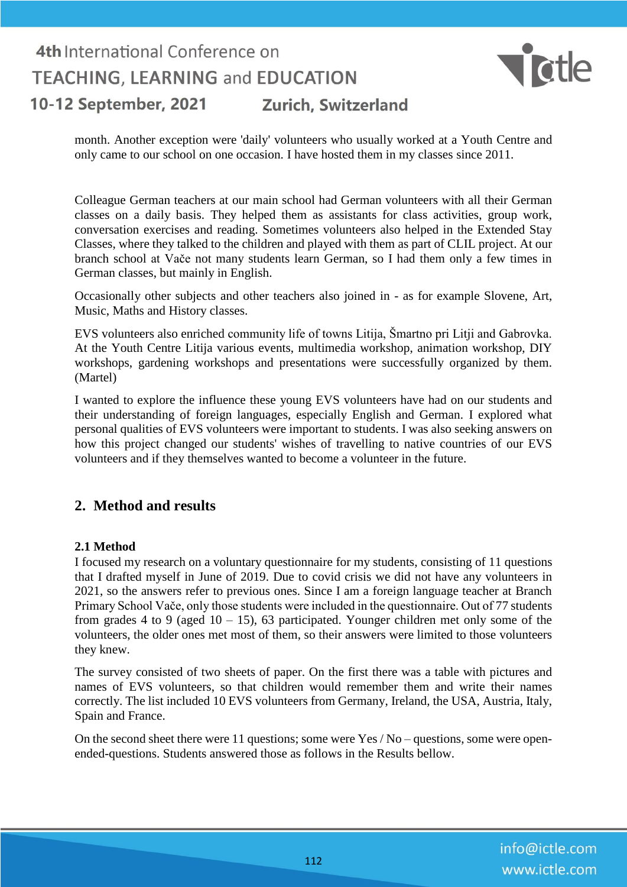month. Another exception were 'daily' volunteers who usually worked at a Youth Centre and only came to our school on one occasion. I have hosted them in my classes since 2011.

Colleague German teachers at our main school had German volunteers with all their German classes on a daily basis. They helped them as assistants for class activities, group work, conversation exercises and reading. Sometimes volunteers also helped in the Extended Stay Classes, where they talked to the children and played with them as part of CLIL project. At our branch school at Vače not many students learn German, so I had them only a few times in German classes, but mainly in English.

Occasionally other subjects and other teachers also joined in - as for example Slovene, Art, Music, Maths and History classes.

EVS volunteers also enriched community life of towns Litija, Šmartno pri Litji and Gabrovka. At the Youth Centre Litija various events, multimedia workshop, animation workshop, DIY workshops, gardening workshops and presentations were successfully organized by them. (Martel)

I wanted to explore the influence these young EVS volunteers have had on our students and their understanding of foreign languages, especially English and German. I explored what personal qualities of EVS volunteers were important to students. I was also seeking answers on how this project changed our students' wishes of travelling to native countries of our EVS volunteers and if they themselves wanted to become a volunteer in the future.

## 2. Method and results

### 2.1 Method

I focused my research on a voluntary questionnaire for my students, consisting of 11 questions that I drafted myself in June of 2019. Due to covid crisis we did not have any volunteers in 2021, so the answers refer to previous ones. Since I am a foreign language teacher at Branch Primary School Vače, only those students were included in the questionnaire. Out of 77 students from grades 4 to 9 (aged 10 – 15), 63 participated. Younger children met only some of the volunteers, the older ones met most of them, so their answers were limited to those volunteers they knew.

The survey consisted of two sheets of paper. On the first there was a table with pictures and names of EVS volunteers, so that children would remember them and write their names correctly. The list included 10 EVS volunteers from Germany, Ireland, the USA, Austria, Italy, Spain and France.

On the second sheet there were 11 questions; some were Yes / No – questions, some were open-ended-questions. Students answered those as follows in the Results bellow.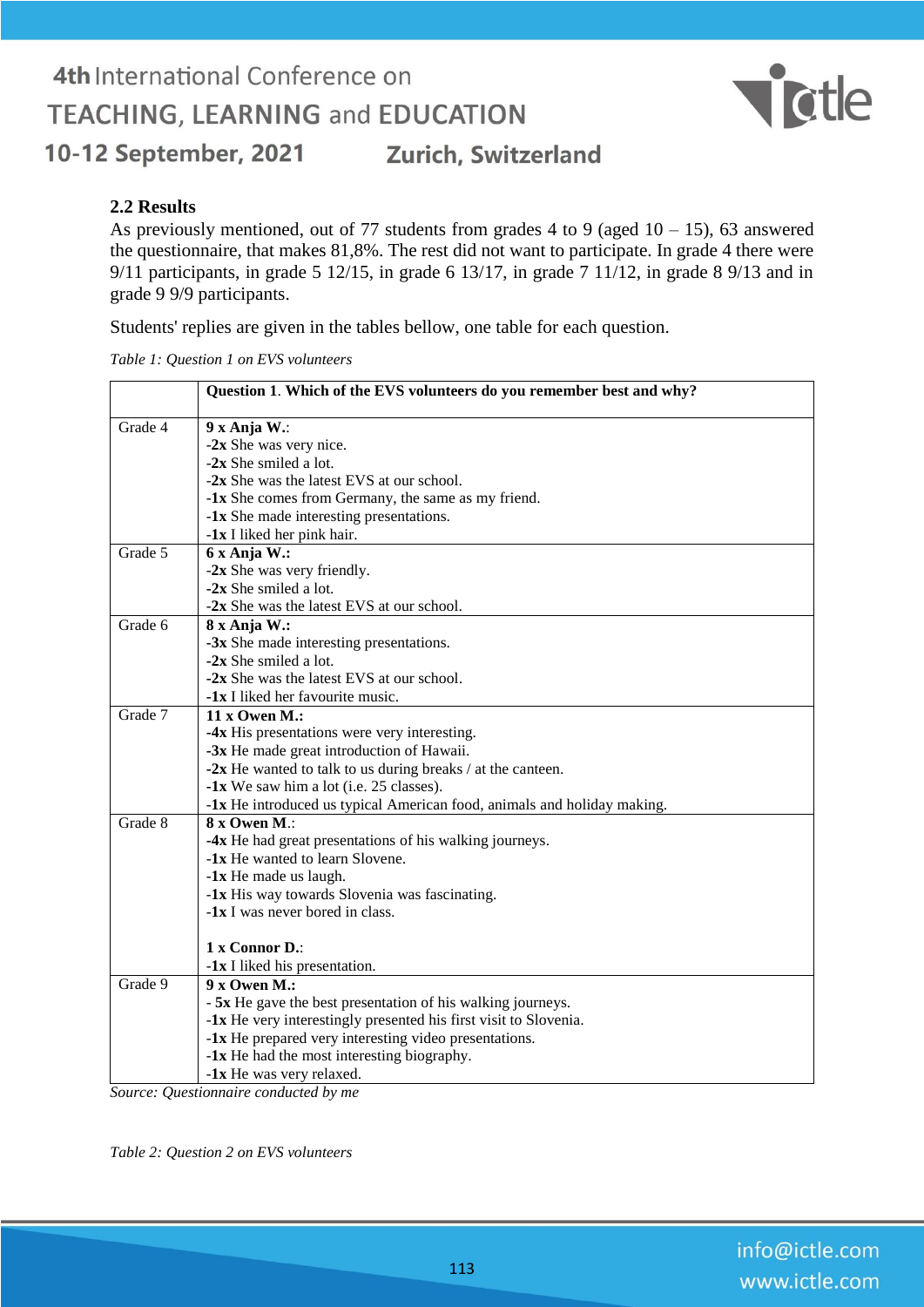### 2.2 Results

As previously mentioned, out of 77 students from grades 4 to 9 (aged 10 – 15), 63 answered the questionnaire, that makes 81,8%. The rest did not want to participate. In grade 4 there were 9/11 participants, in grade 5 12/15, in grade 6 13/17, in grade 7 11/12, in grade 8 9/13 and in grade 9 9/9 participants.

Students' replies are given in the tables bellow, one table for each question.

*Table 1: Question 1 on EVS volunteers*

| | **Question 1**. **Which of the EVS volunteers do you remember best and why?** |
|---|---|
| Grade 4 | **9 x Anja W.**:<br>-**2x** She was very nice.<br>-**2x** She smiled a lot.<br>-**2x** She was the latest EVS at our school.<br>-**1x** She comes from Germany, the same as my friend.<br>-**1x** She made interesting presentations.<br>-**1x** I liked her pink hair. |
| Grade 5 | **6 x Anja W.:**<br>-**2x** She was very friendly.<br>-**2x** She smiled a lot.<br>-**2x** She was the latest EVS at our school. |
| Grade 6 | **8 x Anja W.:**<br>-**3x** She made interesting presentations.<br>-**2x** She smiled a lot.<br>-**2x** She was the latest EVS at our school.<br>-**1x** I liked her favourite music. |
| Grade 7 | **11 x Owen M.:**<br>-**4x** His presentations were very interesting.<br>-**3x** He made great introduction of Hawaii.<br>-**2x** He wanted to talk to us during breaks / at the canteen.<br>-**1x** We saw him a lot (i.e. 25 classes).<br>-**1x** He introduced us typical American food, animals and holiday making. |
| Grade 8 | **8 x Owen M**.:<br>-**4x** He had great presentations of his walking journeys.<br>-**1x** He wanted to learn Slovene.<br>-**1x** He made us laugh.<br>-**1x** His way towards Slovenia was fascinating.<br>-**1x** I was never bored in class.<br><br>**1 x Connor D.**:<br>-**1x** I liked his presentation. |
| Grade 9 | **9 x Owen M.:**<br>- **5x** He gave the best presentation of his walking journeys.<br>-**1x** He very interestingly presented his first visit to Slovenia.<br>-**1x** He prepared very interesting video presentations.<br>-**1x** He had the most interesting biography.<br>-**1x** He was very relaxed. |

*Source: Questionnaire conducted by me*

*Table 2: Question 2 on EVS volunteers*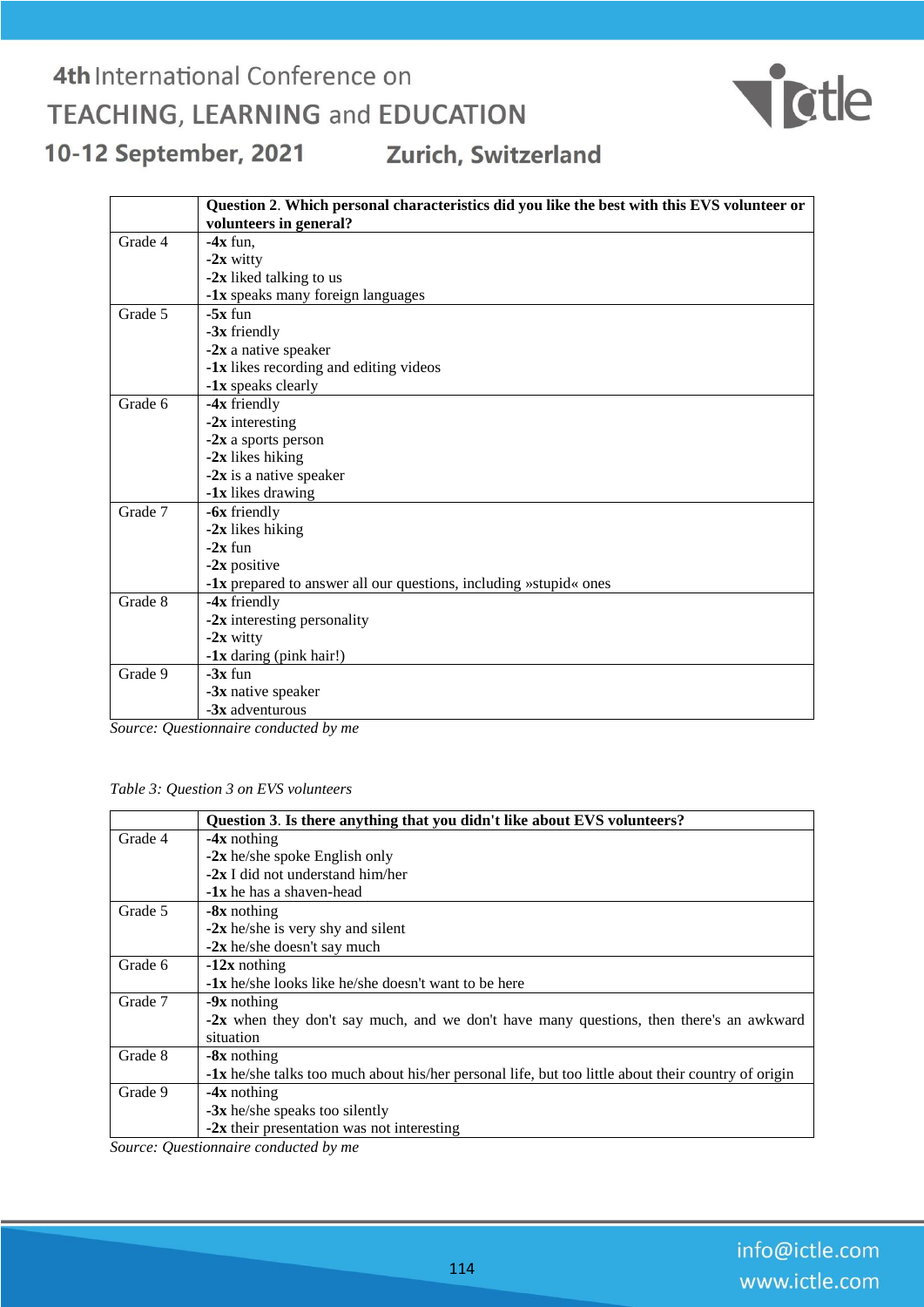| | Question 2. Which personal characteristics did you like the best with this EVS volunteer or volunteers in general? |
|---|---|
| Grade 4 | **-4x** fun,<br>**-2x** witty<br>**-2x** liked talking to us<br>**-1x** speaks many foreign languages |
| Grade 5 | **-5x** fun<br>**-3x** friendly<br>**-2x** a native speaker<br>**-1x** likes recording and editing videos<br>**-1x** speaks clearly |
| Grade 6 | **-4x** friendly<br>**-2x** interesting<br>**-2x** a sports person<br>**-2x** likes hiking<br>**-2x** is a native speaker<br>**-1x** likes drawing |
| Grade 7 | **-6x** friendly<br>**-2x** likes hiking<br>**-2x** fun<br>**-2x** positive<br>**-1x** prepared to answer all our questions, including »stupid« ones |
| Grade 8 | **-4x** friendly<br>**-2x** interesting personality<br>**-2x** witty<br>**-1x** daring (pink hair!) |
| Grade 9 | **-3x** fun<br>**-3x** native speaker<br>-**3x** adventurous |

*Source: Questionnaire conducted by me*

*Table 3: Question 3 on EVS volunteers*

| | Question 3. Is there anything that you didn't like about EVS volunteers? |
|---|---|
| Grade 4 | **-4x** nothing<br>**-2x** he/she spoke English only<br>**-2x** I did not understand him/her<br>**-1x** he has a shaven-head |
| Grade 5 | **-8x** nothing<br>**-2x** he/she is very shy and silent<br>**-2x** he/she doesn't say much |
| Grade 6 | **-12x** nothing<br>**-1x** he/she looks like he/she doesn't want to be here |
| Grade 7 | **-9x** nothing<br>**-2x** when they don't say much, and we don't have many questions, then there's an awkward situation |
| Grade 8 | **-8x** nothing<br>**-1x** he/she talks too much about his/her personal life, but too little about their country of origin |
| Grade 9 | **-4x** nothing<br>**-3x** he/she speaks too silently<br>**-2x** their presentation was not interesting |

*Source: Questionnaire conducted by me*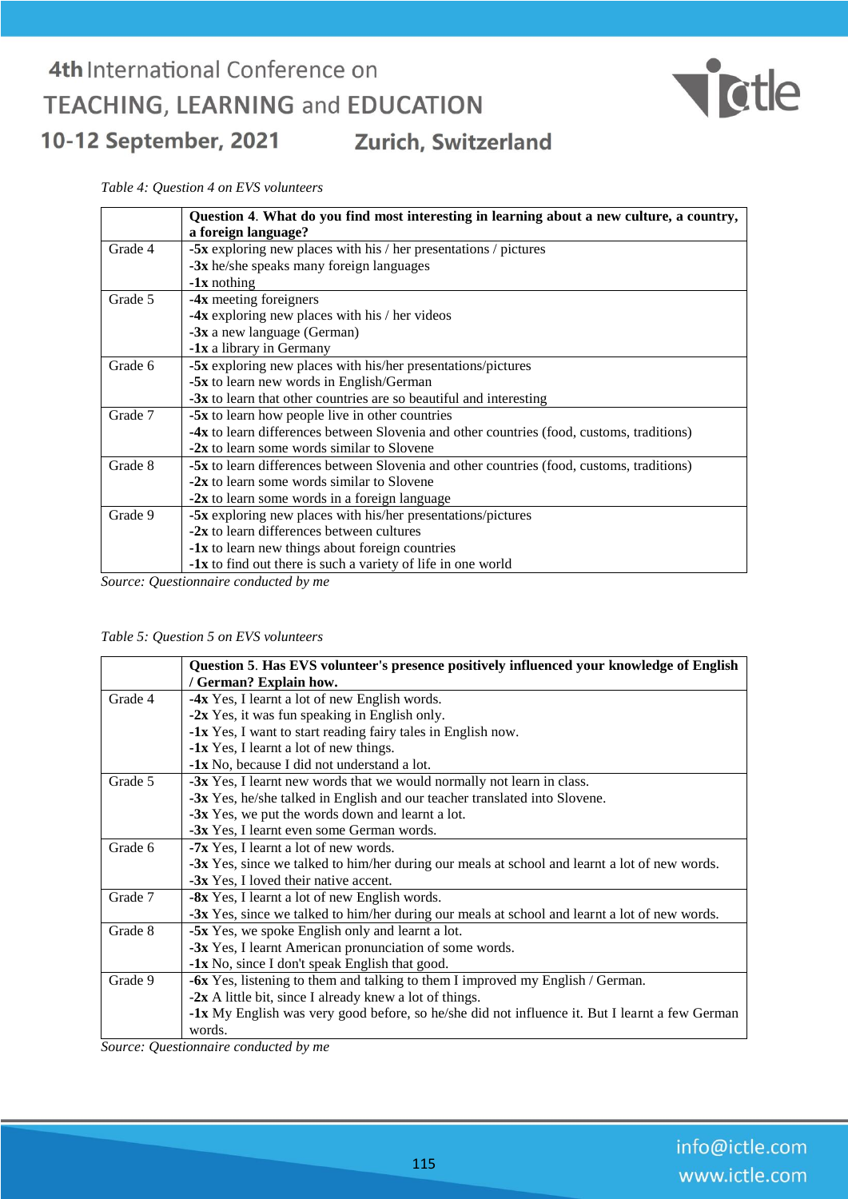*Table 4: Question 4 on EVS volunteers*

| | **Question 4**. **What do you find most interesting in learning about a new culture, a country, a foreign language?** |
|---|---|
| Grade 4 | **-5x** exploring new places with his / her presentations / pictures<br>**-3x** he/she speaks many foreign languages<br>**-1x** nothing |
| Grade 5 | **-4x** meeting foreigners<br>**-4x** exploring new places with his / her videos<br>**-3x** a new language (German)<br>**-1x** a library in Germany |
| Grade 6 | **-5x** exploring new places with his/her presentations/pictures<br>**-5x** to learn new words in English/German<br>**-3x** to learn that other countries are so beautiful and interesting |
| Grade 7 | **-5x** to learn how people live in other countries<br>**-4x** to learn differences between Slovenia and other countries (food, customs, traditions)<br>**-2x** to learn some words similar to Slovene |
| Grade 8 | **-5x** to learn differences between Slovenia and other countries (food, customs, traditions)<br>**-2x** to learn some words similar to Slovene<br>**-2x** to learn some words in a foreign language |
| Grade 9 | **-5x** exploring new places with his/her presentations/pictures<br>**-2x** to learn differences between cultures<br>**-1x** to learn new things about foreign countries<br>**-1x** to find out there is such a variety of life in one world |

*Source: Questionnaire conducted by me*

*Table 5: Question 5 on EVS volunteers*

| | **Question 5**. **Has EVS volunteer's presence positively influenced your knowledge of English / German? Explain how.** |
|---|---|
| Grade 4 | **-4x** Yes, I learnt a lot of new English words.<br>**-2x** Yes, it was fun speaking in English only.<br>**-1x** Yes, I want to start reading fairy tales in English now.<br>**-1x** Yes, I learnt a lot of new things.<br>**-1x** No, because I did not understand a lot. |
| Grade 5 | **-3x** Yes, I learnt new words that we would normally not learn in class.<br>**-3x** Yes, he/she talked in English and our teacher translated into Slovene.<br>**-3x** Yes, we put the words down and learnt a lot.<br>**-3x** Yes, I learnt even some German words. |
| Grade 6 | **-7x** Yes, I learnt a lot of new words.<br>**-3x** Yes, since we talked to him/her during our meals at school and learnt a lot of new words.<br>**-3x** Yes, I loved their native accent. |
| Grade 7 | **-8x** Yes, I learnt a lot of new English words.<br>**-3x** Yes, since we talked to him/her during our meals at school and learnt a lot of new words. |
| Grade 8 | **-5x** Yes, we spoke English only and learnt a lot.<br>**-3x** Yes, I learnt American pronunciation of some words.<br>**-1x** No, since I don't speak English that good. |
| Grade 9 | **-6x** Yes, listening to them and talking to them I improved my English / German.<br>**-2x** A little bit, since I already knew a lot of things.<br>**-1x** My English was very good before, so he/she did not influence it. But I learnt a few German words. |

*Source: Questionnaire conducted by me*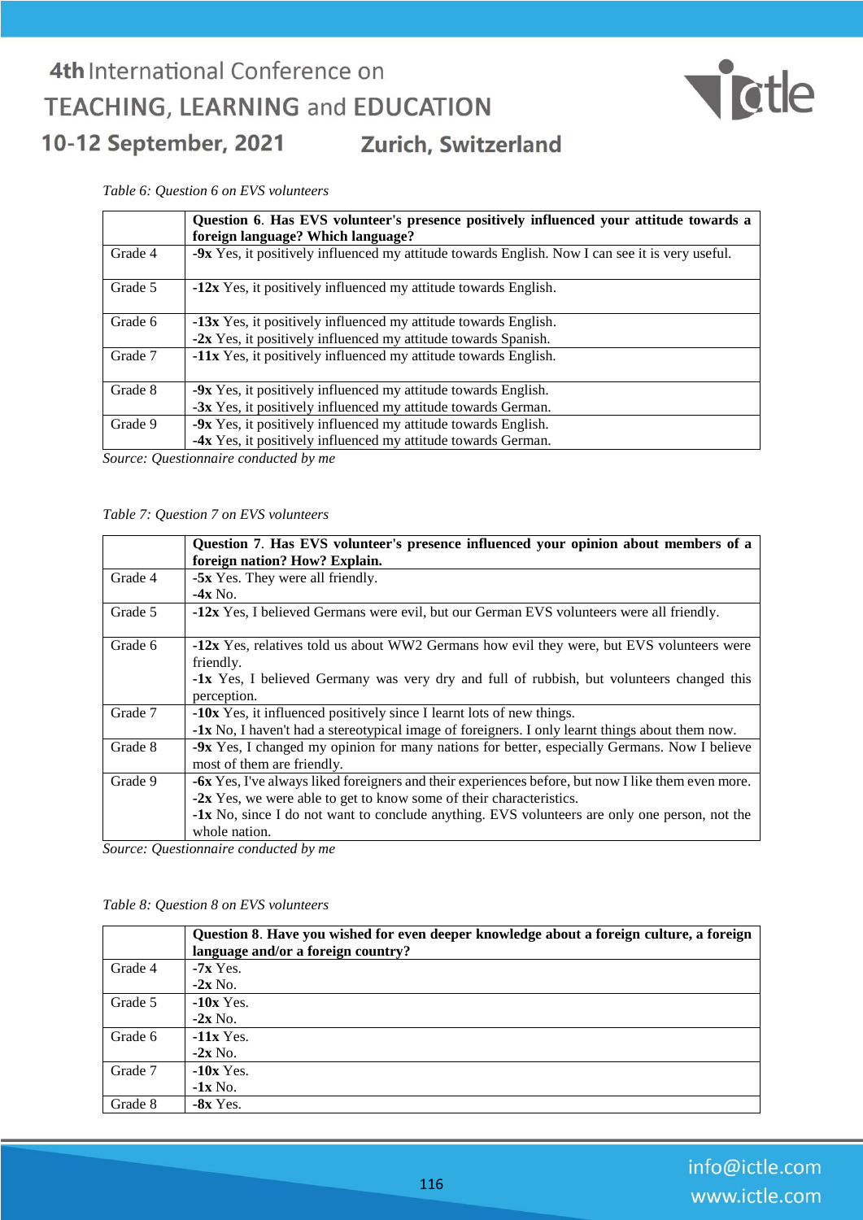*Table 6: Question 6 on EVS volunteers*

| | **Question 6**. **Has EVS volunteer's presence positively influenced your attitude towards a foreign language? Which language?** |
|---|---|
| Grade 4 | **-9x** Yes, it positively influenced my attitude towards English. Now I can see it is very useful. |
| Grade 5 | **-12x** Yes, it positively influenced my attitude towards English. |
| Grade 6 | **-13x** Yes, it positively influenced my attitude towards English.<br>**-2x** Yes, it positively influenced my attitude towards Spanish. |
| Grade 7 | **-11x** Yes, it positively influenced my attitude towards English. |
| Grade 8 | **-9x** Yes, it positively influenced my attitude towards English.<br>**-3x** Yes, it positively influenced my attitude towards German. |
| Grade 9 | **-9x** Yes, it positively influenced my attitude towards English.<br>**-4x** Yes, it positively influenced my attitude towards German. |

*Source: Questionnaire conducted by me*

*Table 7: Question 7 on EVS volunteers*

| | **Question 7**. **Has EVS volunteer's presence influenced your opinion about members of a foreign nation? How? Explain.** |
|---|---|
| Grade 4 | **-5x** Yes. They were all friendly.<br>**-4x** No. |
| Grade 5 | **-12x** Yes, I believed Germans were evil, but our German EVS volunteers were all friendly. |
| Grade 6 | **-12x** Yes, relatives told us about WW2 Germans how evil they were, but EVS volunteers were friendly.<br>**-1x** Yes, I believed Germany was very dry and full of rubbish, but volunteers changed this perception. |
| Grade 7 | **-10x** Yes, it influenced positively since I learnt lots of new things.<br>**-1x** No, I haven't had a stereotypical image of foreigners. I only learnt things about them now. |
| Grade 8 | **-9x** Yes, I changed my opinion for many nations for better, especially Germans. Now I believe most of them are friendly. |
| Grade 9 | **-6x** Yes, I've always liked foreigners and their experiences before, but now I like them even more.<br>**-2x** Yes, we were able to get to know some of their characteristics.<br>**-1x** No, since I do not want to conclude anything. EVS volunteers are only one person, not the whole nation. |

*Source: Questionnaire conducted by me*

*Table 8: Question 8 on EVS volunteers*

| | **Question 8**. **Have you wished for even deeper knowledge about a foreign culture, a foreign language and/or a foreign country?** |
|---|---|
| Grade 4 | **-7x** Yes.<br>**-2x** No. |
| Grade 5 | **-10x** Yes.<br>**-2x** No. |
| Grade 6 | **-11x** Yes.<br>**-2x** No. |
| Grade 7 | **-10x** Yes.<br>**-1x** No. |
| Grade 8 | **-8x** Yes. |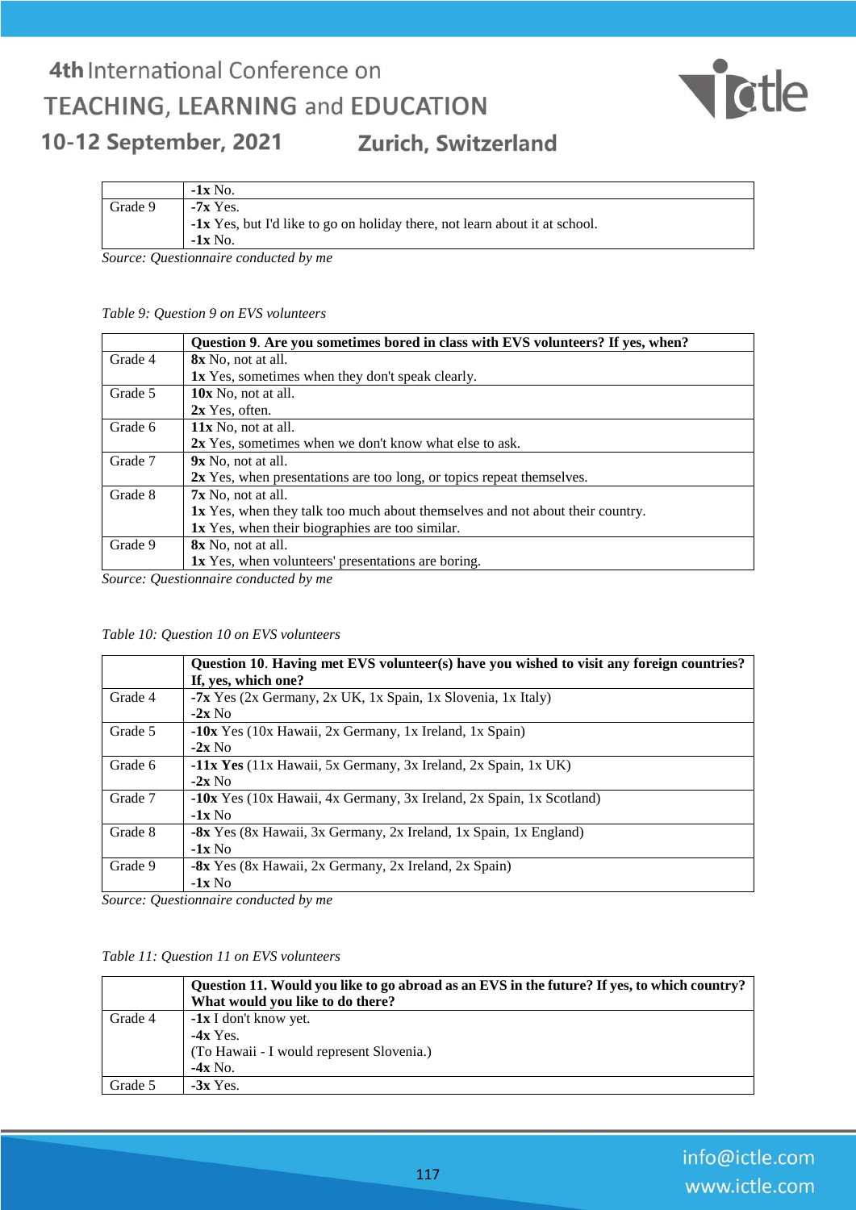| | |
|---|---|
| | **-1x** No. |
| Grade 9 | **-7x** Yes.<br>**-1x** Yes, but I'd like to go on holiday there, not learn about it at school.<br>**-1x** No. |

*Source: Questionnaire conducted by me*

*Table 9: Question 9 on EVS volunteers*

| | **Question 9**. **Are you sometimes bored in class with EVS volunteers? If yes, when?** |
|---|---|
| Grade 4 | **8x** No, not at all.<br>**1x** Yes, sometimes when they don't speak clearly. |
| Grade 5 | **10x** No, not at all.<br>**2x** Yes, often. |
| Grade 6 | **11x** No, not at all.<br>**2x** Yes, sometimes when we don't know what else to ask. |
| Grade 7 | **9x** No, not at all.<br>**2x** Yes, when presentations are too long, or topics repeat themselves. |
| Grade 8 | **7x** No, not at all.<br>**1x** Yes, when they talk too much about themselves and not about their country.<br>**1x** Yes, when their biographies are too similar. |
| Grade 9 | **8x** No, not at all.<br>**1x** Yes, when volunteers' presentations are boring. |

*Source: Questionnaire conducted by me*

*Table 10: Question 10 on EVS volunteers*

| | **Question 10**. **Having met EVS volunteer(s) have you wished to visit any foreign countries? If, yes, which one?** |
|---|---|
| Grade 4 | **-7x** Yes (2x Germany, 2x UK, 1x Spain, 1x Slovenia, 1x Italy)<br>**-2x** No |
| Grade 5 | **-10x** Yes (10x Hawaii, 2x Germany, 1x Ireland, 1x Spain)<br>**-2x** No |
| Grade 6 | **-11x Yes** (11x Hawaii, 5x Germany, 3x Ireland, 2x Spain, 1x UK)<br>**-2x** No |
| Grade 7 | **-10x** Yes (10x Hawaii, 4x Germany, 3x Ireland, 2x Spain, 1x Scotland)<br>**-1x** No |
| Grade 8 | **-8x** Yes (8x Hawaii, 3x Germany, 2x Ireland, 1x Spain, 1x England)<br>**-1x** No |
| Grade 9 | **-8x** Yes (8x Hawaii, 2x Germany, 2x Ireland, 2x Spain)<br>-**1x** No |

*Source: Questionnaire conducted by me*

*Table 11: Question 11 on EVS volunteers*

| | **Question 11. Would you like to go abroad as an EVS in the future? If yes, to which country? What would you like to do there?** |
|---|---|
| Grade 4 | **-1x** I don't know yet.<br>**-4x** Yes.<br>(To Hawaii - I would represent Slovenia.)<br>**-4x** No. |
| Grade 5 | **-3x** Yes. |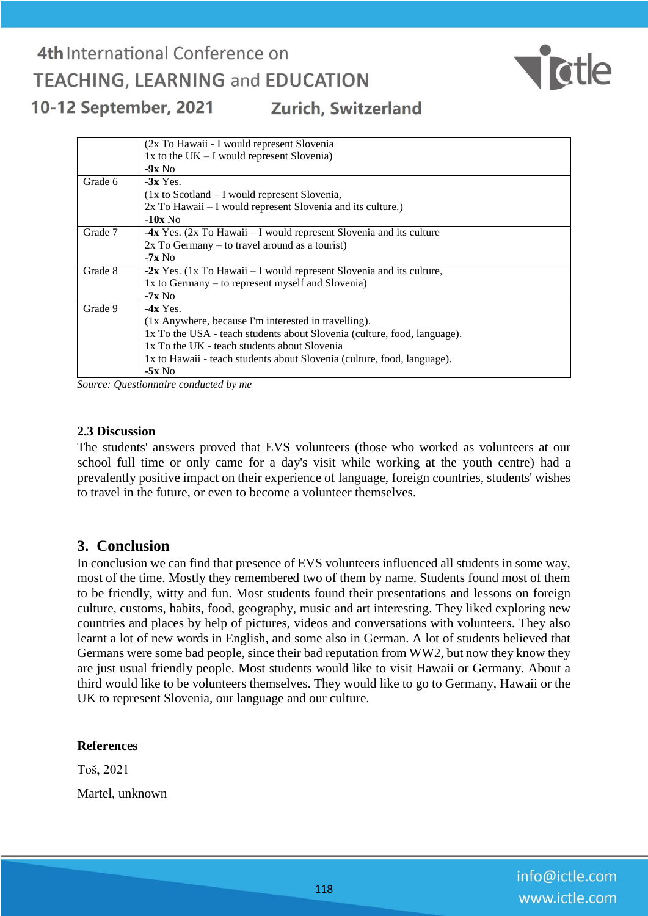|  |  |
|---|---|
|  | (2x To Hawaii - I would represent Slovenia<br>1x to the UK – I would represent Slovenia)<br>**-9x** No |
| Grade 6 | **-3x** Yes.<br>(1x to Scotland – I would represent Slovenia,<br>2x To Hawaii – I would represent Slovenia and its culture.)<br>**-10x** No |
| Grade 7 | **-4x** Yes. (2x To Hawaii – I would represent Slovenia and its culture<br>2x To Germany – to travel around as a tourist)<br>**-7x** No |
| Grade 8 | **-2x** Yes. (1x To Hawaii – I would represent Slovenia and its culture,<br>1x to Germany – to represent myself and Slovenia)<br>**-7x** No |
| Grade 9 | **-4x** Yes.<br>(1x Anywhere, because I'm interested in travelling).<br>1x To the USA - teach students about Slovenia (culture, food, language).<br>1x To the UK - teach students about Slovenia<br>1x to Hawaii - teach students about Slovenia (culture, food, language).<br>**-5x** No |

*Source: Questionnaire conducted by me*

### 2.3 Discussion

The students' answers proved that EVS volunteers (those who worked as volunteers at our school full time or only came for a day's visit while working at the youth centre) had a prevalently positive impact on their experience of language, foreign countries, students' wishes to travel in the future, or even to become a volunteer themselves.

## 3. Conclusion

In conclusion we can find that presence of EVS volunteers influenced all students in some way, most of the time. Mostly they remembered two of them by name. Students found most of them to be friendly, witty and fun. Most students found their presentations and lessons on foreign culture, customs, habits, food, geography, music and art interesting. They liked exploring new countries and places by help of pictures, videos and conversations with volunteers. They also learnt a lot of new words in English, and some also in German. A lot of students believed that Germans were some bad people, since their bad reputation from WW2, but now they know they are just usual friendly people. Most students would like to visit Hawaii or Germany. About a third would like to be volunteers themselves. They would like to go to Germany, Hawaii or the UK to represent Slovenia, our language and our culture.

### References

Toš, 2021

Martel, unknown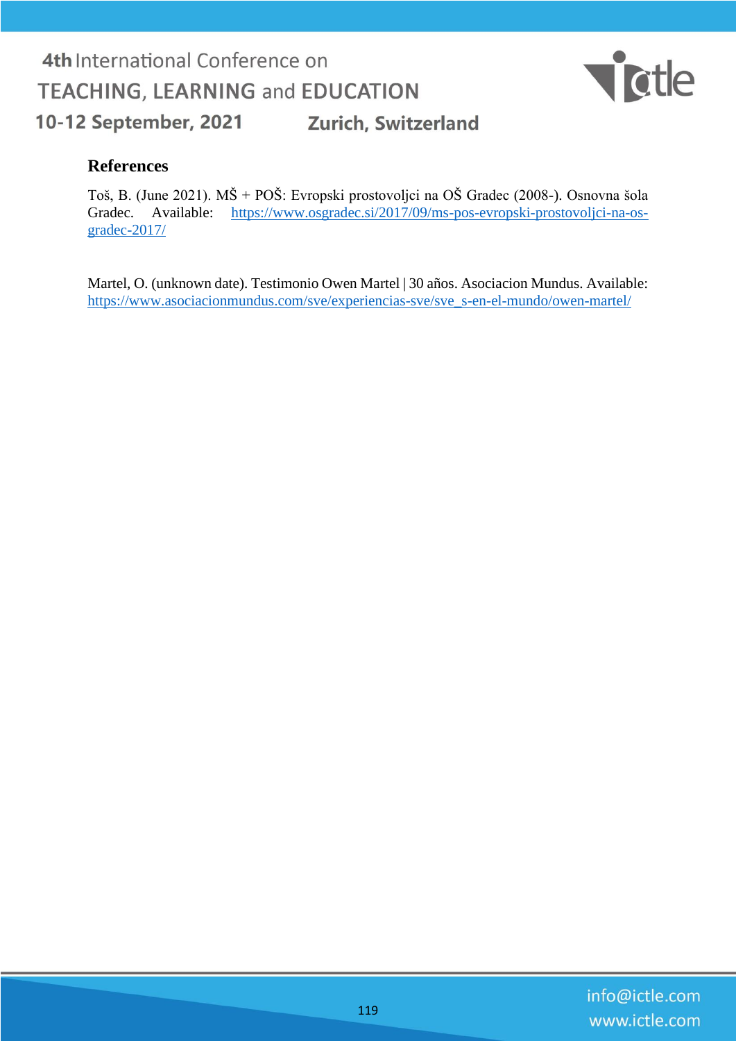## References

Toš, B. (June 2021). MŠ + POŠ: Evropski prostovoljci na OŠ Gradec (2008-). Osnovna šola Gradec. Available: https://www.osgradec.si/2017/09/ms-pos-evropski-prostovoljci-na-os-gradec-2017/

Martel, O. (unknown date). Testimonio Owen Martel | 30 años. Asociacion Mundus. Available: https://www.asociacionmundus.com/sve/experiencias-sve/sve_s-en-el-mundo/owen-martel/